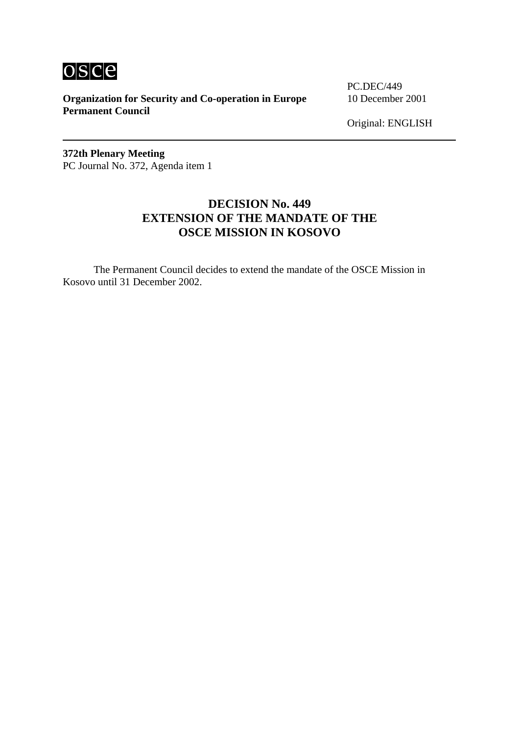**Organization for Security and Co-operation in Europe**
**Permanent Council**

PC.DEC/449
10 December 2001

Original: ENGLISH

---

**372th Plenary Meeting**
PC Journal No. 372, Agenda item 1

# DECISION No. 449
# EXTENSION OF THE MANDATE OF THE OSCE MISSION IN KOSOVO

The Permanent Council decides to extend the mandate of the OSCE Mission in Kosovo until 31 December 2002.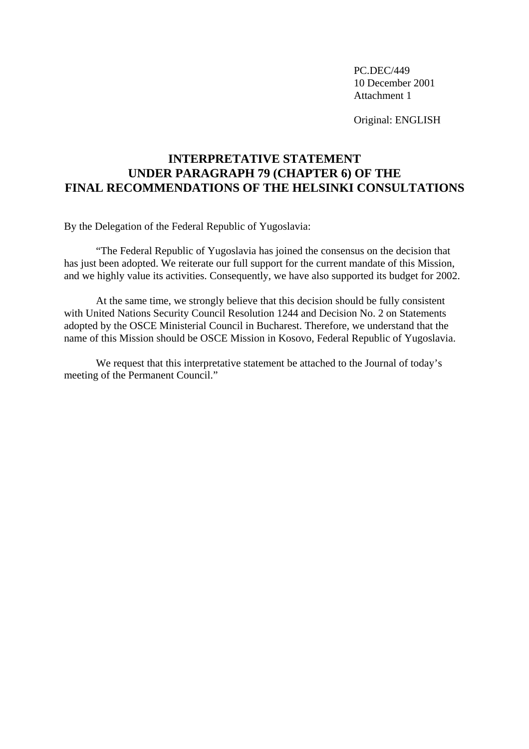PC.DEC/449
10 December 2001
Attachment 1

Original: ENGLISH

# INTERPRETATIVE STATEMENT UNDER PARAGRAPH 79 (CHAPTER 6) OF THE FINAL RECOMMENDATIONS OF THE HELSINKI CONSULTATIONS

By the Delegation of the Federal Republic of Yugoslavia:

"The Federal Republic of Yugoslavia has joined the consensus on the decision that has just been adopted. We reiterate our full support for the current mandate of this Mission, and we highly value its activities. Consequently, we have also supported its budget for 2002.

At the same time, we strongly believe that this decision should be fully consistent with United Nations Security Council Resolution 1244 and Decision No. 2 on Statements adopted by the OSCE Ministerial Council in Bucharest. Therefore, we understand that the name of this Mission should be OSCE Mission in Kosovo, Federal Republic of Yugoslavia.

We request that this interpretative statement be attached to the Journal of today's meeting of the Permanent Council."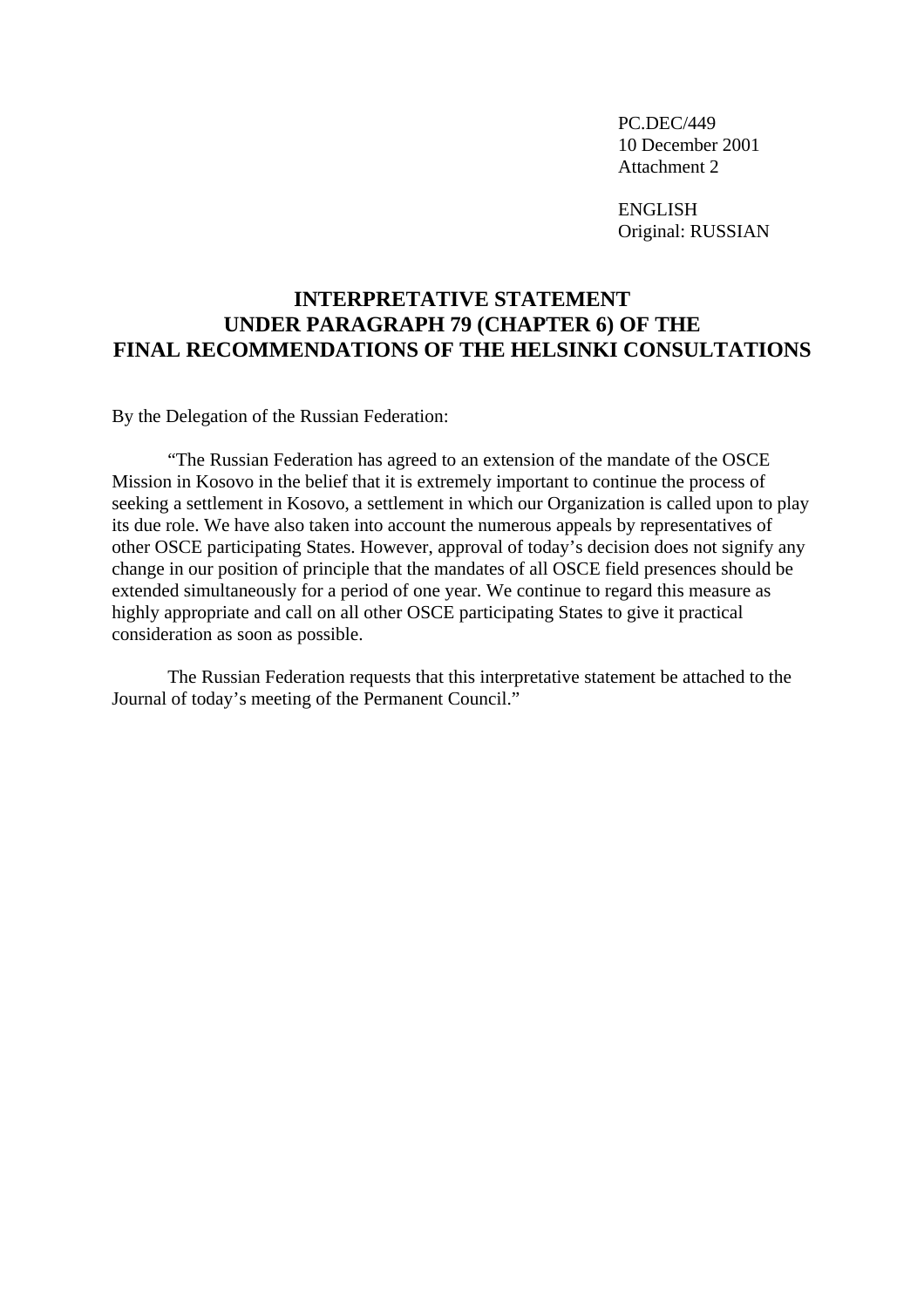PC.DEC/449
10 December 2001
Attachment 2

ENGLISH
Original: RUSSIAN

# INTERPRETATIVE STATEMENT UNDER PARAGRAPH 79 (CHAPTER 6) OF THE FINAL RECOMMENDATIONS OF THE HELSINKI CONSULTATIONS

By the Delegation of the Russian Federation:

"The Russian Federation has agreed to an extension of the mandate of the OSCE Mission in Kosovo in the belief that it is extremely important to continue the process of seeking a settlement in Kosovo, a settlement in which our Organization is called upon to play its due role. We have also taken into account the numerous appeals by representatives of other OSCE participating States. However, approval of today's decision does not signify any change in our position of principle that the mandates of all OSCE field presences should be extended simultaneously for a period of one year. We continue to regard this measure as highly appropriate and call on all other OSCE participating States to give it practical consideration as soon as possible.

The Russian Federation requests that this interpretative statement be attached to the Journal of today's meeting of the Permanent Council."